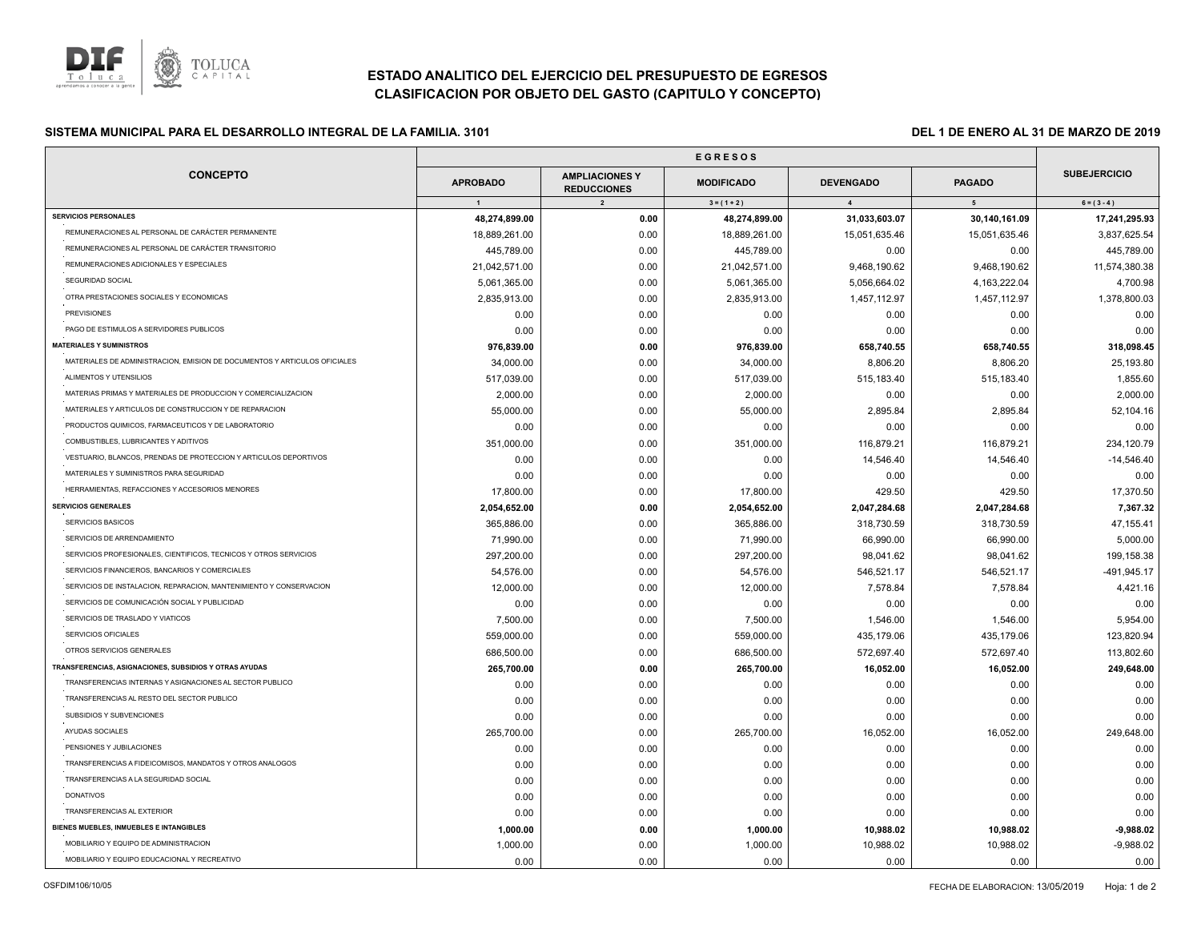# ESTADO ANALITICO DEL EJERCICIO DEL PRESUPUESTO DE EGRESOS
## CLASIFICACION POR OBJETO DEL GASTO (CAPITULO Y CONCEPTO)

**SISTEMA MUNICIPAL PARA EL DESARROLLO INTEGRAL DE LA FAMILIA. 3101**

**DEL 1 DE ENERO AL 31 DE MARZO DE 2019**

| CONCEPTO | EGRESOS | | | | | SUBEJERCICIO |
|---|---|---|---|---|---|---|
| | APROBADO | AMPLIACIONES Y REDUCCIONES | MODIFICADO | DEVENGADO | PAGADO | |
| | 1 | 2 | 3 = ( 1 + 2 ) | 4 | 5 | 6 = ( 3 - 4 ) |
| **SERVICIOS PERSONALES** | **48,274,899.00** | **0.00** | **48,274,899.00** | **31,033,603.07** | **30,140,161.09** | **17,241,295.93** |
| REMUNERACIONES AL PERSONAL DE CARÁCTER PERMANENTE | 18,889,261.00 | 0.00 | 18,889,261.00 | 15,051,635.46 | 15,051,635.46 | 3,837,625.54 |
| REMUNERACIONES AL PERSONAL DE CARÁCTER TRANSITORIO | 445,789.00 | 0.00 | 445,789.00 | 0.00 | 0.00 | 445,789.00 |
| REMUNERACIONES ADICIONALES Y ESPECIALES | 21,042,571.00 | 0.00 | 21,042,571.00 | 9,468,190.62 | 9,468,190.62 | 11,574,380.38 |
| SEGURIDAD SOCIAL | 5,061,365.00 | 0.00 | 5,061,365.00 | 5,056,664.02 | 4,163,222.04 | 4,700.98 |
| OTRA PRESTACIONES SOCIALES Y ECONOMICAS | 2,835,913.00 | 0.00 | 2,835,913.00 | 1,457,112.97 | 1,457,112.97 | 1,378,800.03 |
| PREVISIONES | 0.00 | 0.00 | 0.00 | 0.00 | 0.00 | 0.00 |
| PAGO DE ESTIMULOS A SERVIDORES PUBLICOS | 0.00 | 0.00 | 0.00 | 0.00 | 0.00 | 0.00 |
| **MATERIALES Y SUMINISTROS** | **976,839.00** | **0.00** | **976,839.00** | **658,740.55** | **658,740.55** | **318,098.45** |
| MATERIALES DE ADMINISTRACION, EMISION DE DOCUMENTOS Y ARTICULOS OFICIALES | 34,000.00 | 0.00 | 34,000.00 | 8,806.20 | 8,806.20 | 25,193.80 |
| ALIMENTOS Y UTENSILIOS | 517,039.00 | 0.00 | 517,039.00 | 515,183.40 | 515,183.40 | 1,855.60 |
| MATERIAS PRIMAS Y MATERIALES DE PRODUCCION Y COMERCIALIZACION | 2,000.00 | 0.00 | 2,000.00 | 0.00 | 0.00 | 2,000.00 |
| MATERIALES Y ARTICULOS DE CONSTRUCCION Y DE REPARACION | 55,000.00 | 0.00 | 55,000.00 | 2,895.84 | 2,895.84 | 52,104.16 |
| PRODUCTOS QUIMICOS, FARMACEUTICOS Y DE LABORATORIO | 0.00 | 0.00 | 0.00 | 0.00 | 0.00 | 0.00 |
| COMBUSTIBLES, LUBRICANTES Y ADITIVOS | 351,000.00 | 0.00 | 351,000.00 | 116,879.21 | 116,879.21 | 234,120.79 |
| VESTUARIO, BLANCOS, PRENDAS DE PROTECCION Y ARTICULOS DEPORTIVOS | 0.00 | 0.00 | 0.00 | 14,546.40 | 14,546.40 | -14,546.40 |
| MATERIALES Y SUMINISTROS PARA SEGURIDAD | 0.00 | 0.00 | 0.00 | 0.00 | 0.00 | 0.00 |
| HERRAMIENTAS, REFACCIONES Y ACCESORIOS MENORES | 17,800.00 | 0.00 | 17,800.00 | 429.50 | 429.50 | 17,370.50 |
| **SERVICIOS GENERALES** | **2,054,652.00** | **0.00** | **2,054,652.00** | **2,047,284.68** | **2,047,284.68** | **7,367.32** |
| SERVICIOS BASICOS | 365,886.00 | 0.00 | 365,886.00 | 318,730.59 | 318,730.59 | 47,155.41 |
| SERVICIOS DE ARRENDAMIENTO | 71,990.00 | 0.00 | 71,990.00 | 66,990.00 | 66,990.00 | 5,000.00 |
| SERVICIOS PROFESIONALES, CIENTIFICOS, TECNICOS Y OTROS SERVICIOS | 297,200.00 | 0.00 | 297,200.00 | 98,041.62 | 98,041.62 | 199,158.38 |
| SERVICIOS FINANCIEROS, BANCARIOS Y COMERCIALES | 54,576.00 | 0.00 | 54,576.00 | 546,521.17 | 546,521.17 | -491,945.17 |
| SERVICIOS DE INSTALACION, REPARACION, MANTENIMIENTO Y CONSERVACION | 12,000.00 | 0.00 | 12,000.00 | 7,578.84 | 7,578.84 | 4,421.16 |
| SERVICIOS DE COMUNICACIÓN SOCIAL Y PUBLICIDAD | 0.00 | 0.00 | 0.00 | 0.00 | 0.00 | 0.00 |
| SERVICIOS DE TRASLADO Y VIATICOS | 7,500.00 | 0.00 | 7,500.00 | 1,546.00 | 1,546.00 | 5,954.00 |
| SERVICIOS OFICIALES | 559,000.00 | 0.00 | 559,000.00 | 435,179.06 | 435,179.06 | 123,820.94 |
| OTROS SERVICIOS GENERALES | 686,500.00 | 0.00 | 686,500.00 | 572,697.40 | 572,697.40 | 113,802.60 |
| **TRANSFERENCIAS, ASIGNACIONES, SUBSIDIOS Y OTRAS AYUDAS** | **265,700.00** | **0.00** | **265,700.00** | **16,052.00** | **16,052.00** | **249,648.00** |
| TRANSFERENCIAS INTERNAS Y ASIGNACIONES AL SECTOR PUBLICO | 0.00 | 0.00 | 0.00 | 0.00 | 0.00 | 0.00 |
| TRANSFERENCIAS AL RESTO DEL SECTOR PUBLICO | 0.00 | 0.00 | 0.00 | 0.00 | 0.00 | 0.00 |
| SUBSIDIOS Y SUBVENCIONES | 0.00 | 0.00 | 0.00 | 0.00 | 0.00 | 0.00 |
| AYUDAS SOCIALES | 265,700.00 | 0.00 | 265,700.00 | 16,052.00 | 16,052.00 | 249,648.00 |
| PENSIONES Y JUBILACIONES | 0.00 | 0.00 | 0.00 | 0.00 | 0.00 | 0.00 |
| TRANSFERENCIAS A FIDEICOMISOS, MANDATOS Y OTROS ANALOGOS | 0.00 | 0.00 | 0.00 | 0.00 | 0.00 | 0.00 |
| TRANSFERENCIAS A LA SEGURIDAD SOCIAL | 0.00 | 0.00 | 0.00 | 0.00 | 0.00 | 0.00 |
| DONATIVOS | 0.00 | 0.00 | 0.00 | 0.00 | 0.00 | 0.00 |
| TRANSFERENCIAS AL EXTERIOR | 0.00 | 0.00 | 0.00 | 0.00 | 0.00 | 0.00 |
| **BIENES MUEBLES, INMUEBLES E INTANGIBLES** | **1,000.00** | **0.00** | **1,000.00** | **10,988.02** | **10,988.02** | **-9,988.02** |
| MOBILIARIO Y EQUIPO DE ADMINISTRACION | 1,000.00 | 0.00 | 1,000.00 | 10,988.02 | 10,988.02 | -9,988.02 |
| MOBILIARIO Y EQUIPO EDUCACIONAL Y RECREATIVO | 0.00 | 0.00 | 0.00 | 0.00 | 0.00 | 0.00 |

OSFDIM106/10/05

FECHA DE ELABORACION: 13/05/2019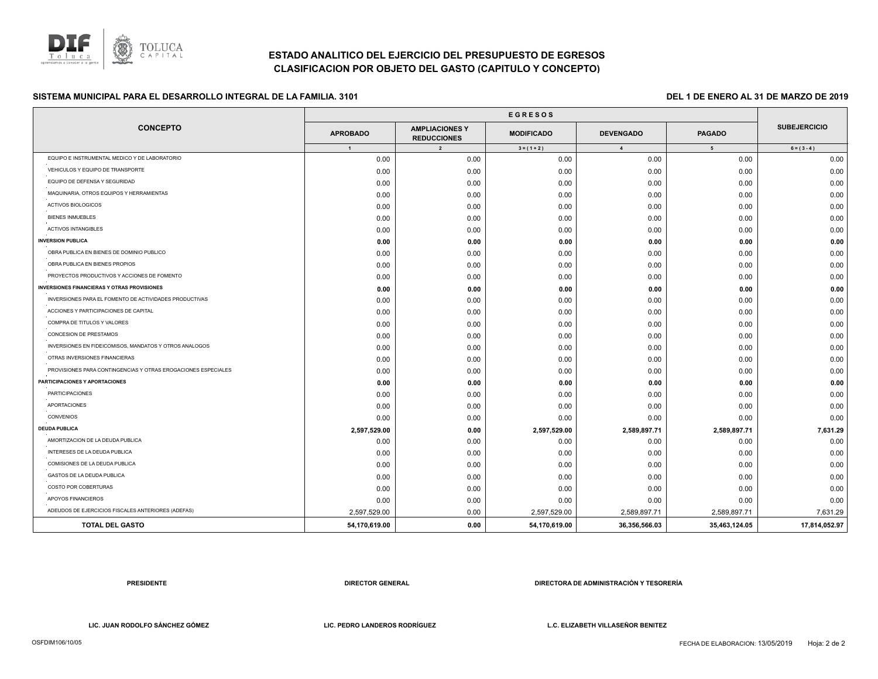# ESTADO ANALITICO DEL EJERCICIO DEL PRESUPUESTO DE EGRESOS
## CLASIFICACION POR OBJETO DEL GASTO (CAPITULO Y CONCEPTO)

**SISTEMA MUNICIPAL PARA EL DESARROLLO INTEGRAL DE LA FAMILIA. 3101** — **DEL 1 DE ENERO AL 31 DE MARZO DE 2019**

| CONCEPTO | EGRESOS | | | | | SUBEJERCICIO |
|---|---|---|---|---|---|---|
| | APROBADO | AMPLIACIONES Y REDUCCIONES | MODIFICADO | DEVENGADO | PAGADO | |
| | 1 | 2 | 3 = ( 1 + 2 ) | 4 | 5 | 6 = ( 3 - 4 ) |
| EQUIPO E INSTRUMENTAL MEDICO Y DE LABORATORIO | 0.00 | 0.00 | 0.00 | 0.00 | 0.00 | 0.00 |
| VEHICULOS Y EQUIPO DE TRANSPORTE | 0.00 | 0.00 | 0.00 | 0.00 | 0.00 | 0.00 |
| EQUIPO DE DEFENSA Y SEGURIDAD | 0.00 | 0.00 | 0.00 | 0.00 | 0.00 | 0.00 |
| MAQUINARIA, OTROS EQUIPOS Y HERRAMIENTAS | 0.00 | 0.00 | 0.00 | 0.00 | 0.00 | 0.00 |
| ACTIVOS BIOLOGICOS | 0.00 | 0.00 | 0.00 | 0.00 | 0.00 | 0.00 |
| BIENES INMUEBLES | 0.00 | 0.00 | 0.00 | 0.00 | 0.00 | 0.00 |
| ACTIVOS INTANGIBLES | 0.00 | 0.00 | 0.00 | 0.00 | 0.00 | 0.00 |
| **INVERSION PUBLICA** | **0.00** | **0.00** | **0.00** | **0.00** | **0.00** | **0.00** |
| OBRA PUBLICA EN BIENES DE DOMINIO PUBLICO | 0.00 | 0.00 | 0.00 | 0.00 | 0.00 | 0.00 |
| OBRA PUBLICA EN BIENES PROPIOS | 0.00 | 0.00 | 0.00 | 0.00 | 0.00 | 0.00 |
| PROYECTOS PRODUCTIVOS Y ACCIONES DE FOMENTO | 0.00 | 0.00 | 0.00 | 0.00 | 0.00 | 0.00 |
| **INVERSIONES FINANCIERAS Y OTRAS PROVISIONES** | **0.00** | **0.00** | **0.00** | **0.00** | **0.00** | **0.00** |
| INVERSIONES PARA EL FOMENTO DE ACTIVIDADES PRODUCTIVAS | 0.00 | 0.00 | 0.00 | 0.00 | 0.00 | 0.00 |
| ACCIONES Y PARTICIPACIONES DE CAPITAL | 0.00 | 0.00 | 0.00 | 0.00 | 0.00 | 0.00 |
| COMPRA DE TITULOS Y VALORES | 0.00 | 0.00 | 0.00 | 0.00 | 0.00 | 0.00 |
| CONCESION DE PRESTAMOS | 0.00 | 0.00 | 0.00 | 0.00 | 0.00 | 0.00 |
| INVERSIONES EN FIDEICOMISOS, MANDATOS Y OTROS ANALOGOS | 0.00 | 0.00 | 0.00 | 0.00 | 0.00 | 0.00 |
| OTRAS INVERSIONES FINANCIERAS | 0.00 | 0.00 | 0.00 | 0.00 | 0.00 | 0.00 |
| PROVISIONES PARA CONTINGENCIAS Y OTRAS EROGACIONES ESPECIALES | 0.00 | 0.00 | 0.00 | 0.00 | 0.00 | 0.00 |
| **PARTICIPACIONES Y APORTACIONES** | **0.00** | **0.00** | **0.00** | **0.00** | **0.00** | **0.00** |
| PARTICIPACIONES | 0.00 | 0.00 | 0.00 | 0.00 | 0.00 | 0.00 |
| APORTACIONES | 0.00 | 0.00 | 0.00 | 0.00 | 0.00 | 0.00 |
| CONVENIOS | 0.00 | 0.00 | 0.00 | 0.00 | 0.00 | 0.00 |
| **DEUDA PUBLICA** | **2,597,529.00** | **0.00** | **2,597,529.00** | **2,589,897.71** | **2,589,897.71** | **7,631.29** |
| AMORTIZACION DE LA DEUDA PUBLICA | 0.00 | 0.00 | 0.00 | 0.00 | 0.00 | 0.00 |
| INTERESES DE LA DEUDA PUBLICA | 0.00 | 0.00 | 0.00 | 0.00 | 0.00 | 0.00 |
| COMISIONES DE LA DEUDA PUBLICA | 0.00 | 0.00 | 0.00 | 0.00 | 0.00 | 0.00 |
| GASTOS DE LA DEUDA PUBLICA | 0.00 | 0.00 | 0.00 | 0.00 | 0.00 | 0.00 |
| COSTO POR COBERTURAS | 0.00 | 0.00 | 0.00 | 0.00 | 0.00 | 0.00 |
| APOYOS FINANCIEROS | 0.00 | 0.00 | 0.00 | 0.00 | 0.00 | 0.00 |
| ADEUDOS DE EJERCICIOS FISCALES ANTERIORES (ADEFAS) | 2,597,529.00 | 0.00 | 2,597,529.00 | 2,589,897.71 | 2,589,897.71 | 7,631.29 |
| **TOTAL DEL GASTO** | **54,170,619.00** | **0.00** | **54,170,619.00** | **36,356,566.03** | **35,463,124.05** | **17,814,052.97** |

**PRESIDENTE** — **LIC. JUAN RODOLFO SÁNCHEZ GÓMEZ**

**DIRECTOR GENERAL** — **LIC. PEDRO LANDEROS RODRÍGUEZ**

**DIRECTORA DE ADMINISTRACIÓN Y TESORERÍA** — **L.C. ELIZABETH VILLASEÑOR BENITEZ**

OSFDIM106/10/05

FECHA DE ELABORACION: 13/05/2019